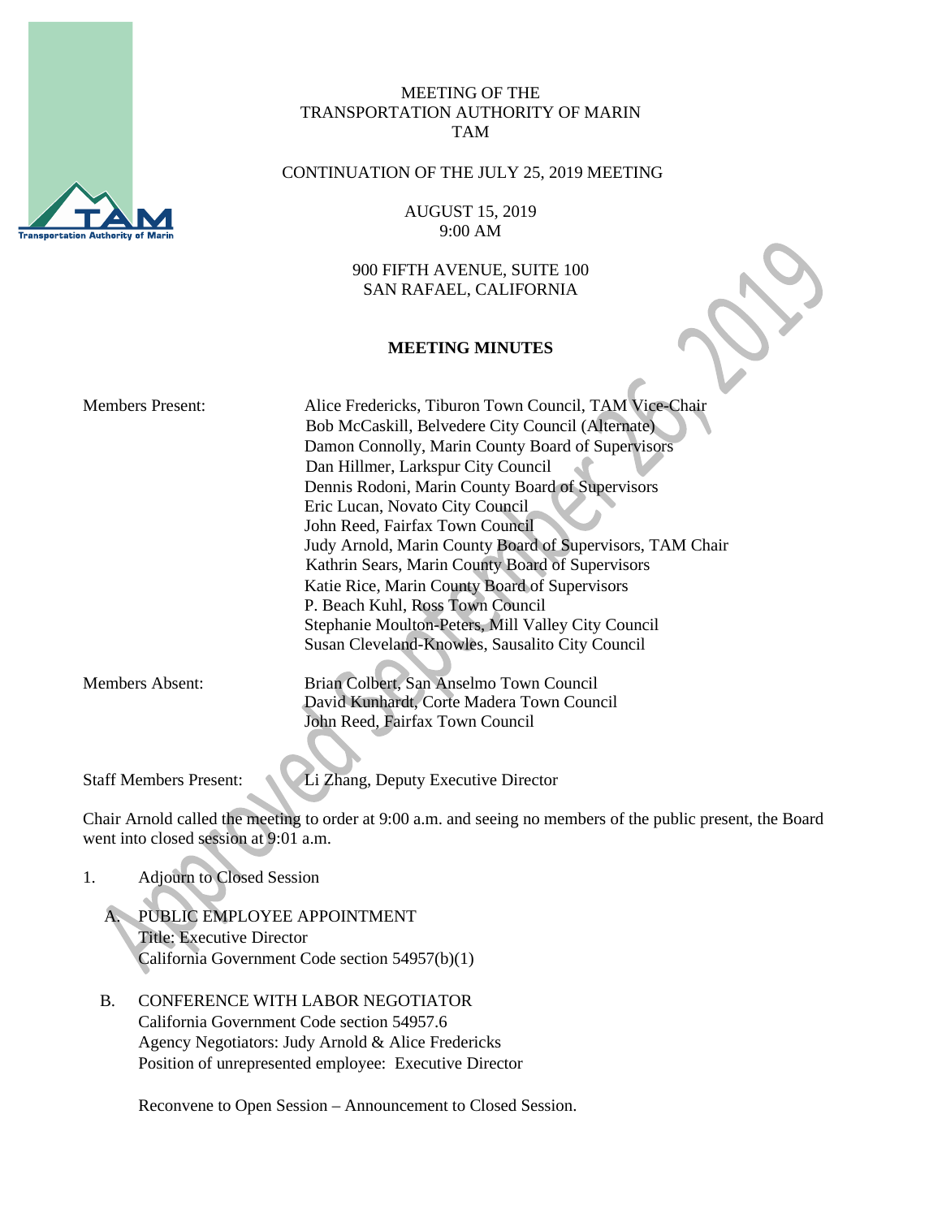MEETING OF THE
TRANSPORTATION AUTHORITY OF MARIN
TAM

CONTINUATION OF THE JULY 25, 2019 MEETING

AUGUST 15, 2019
9:00 AM

900 FIFTH AVENUE, SUITE 100
SAN RAFAEL, CALIFORNIA

**MEETING MINUTES**

Members Present:
Alice Fredericks, Tiburon Town Council, TAM Vice-Chair
Bob McCaskill, Belvedere City Council (Alternate)
Damon Connolly, Marin County Board of Supervisors
Dan Hillmer, Larkspur City Council
Dennis Rodoni, Marin County Board of Supervisors
Eric Lucan, Novato City Council
John Reed, Fairfax Town Council
Judy Arnold, Marin County Board of Supervisors, TAM Chair
Kathrin Sears, Marin County Board of Supervisors
Katie Rice, Marin County Board of Supervisors
P. Beach Kuhl, Ross Town Council
Stephanie Moulton-Peters, Mill Valley City Council
Susan Cleveland-Knowles, Sausalito City Council

Members Absent:
Brian Colbert, San Anselmo Town Council
David Kunhardt, Corte Madera Town Council
John Reed, Fairfax Town Council

Staff Members Present: Li Zhang, Deputy Executive Director

Chair Arnold called the meeting to order at 9:00 a.m. and seeing no members of the public present, the Board went into closed session at 9:01 a.m.

1. Adjourn to Closed Session

   A. PUBLIC EMPLOYEE APPOINTMENT
   Title: Executive Director
   California Government Code section 54957(b)(1)

   B. CONFERENCE WITH LABOR NEGOTIATOR
   California Government Code section 54957.6
   Agency Negotiators: Judy Arnold & Alice Fredericks
   Position of unrepresented employee: Executive Director

   Reconvene to Open Session – Announcement to Closed Session.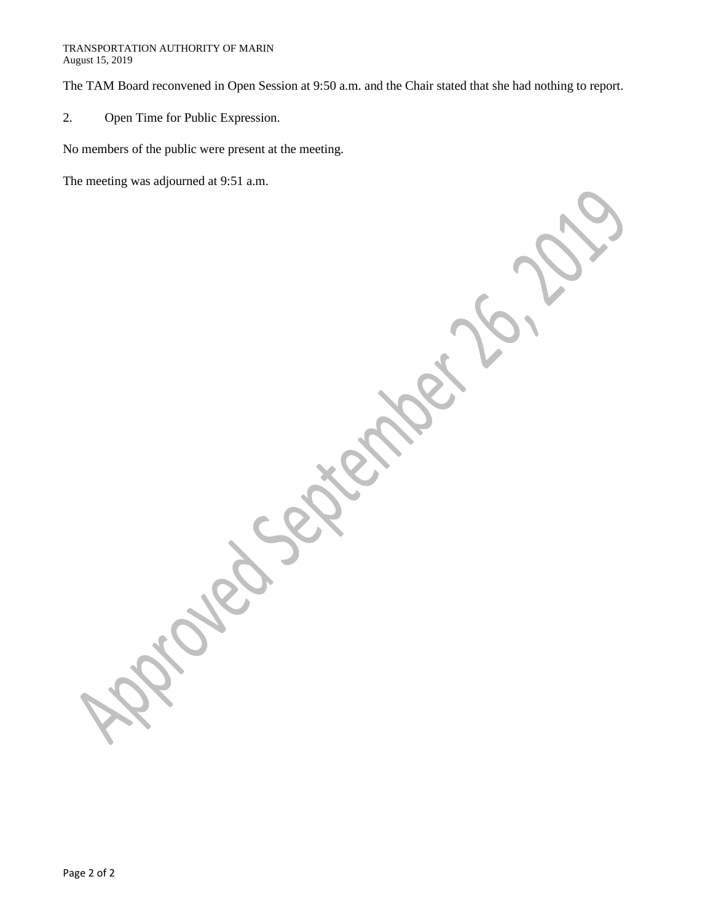The TAM Board reconvened in Open Session at 9:50 a.m. and the Chair stated that she had nothing to report.

2. Open Time for Public Expression.

No members of the public were present at the meeting.

The meeting was adjourned at 9:51 a.m.

Approved September 26, 2019